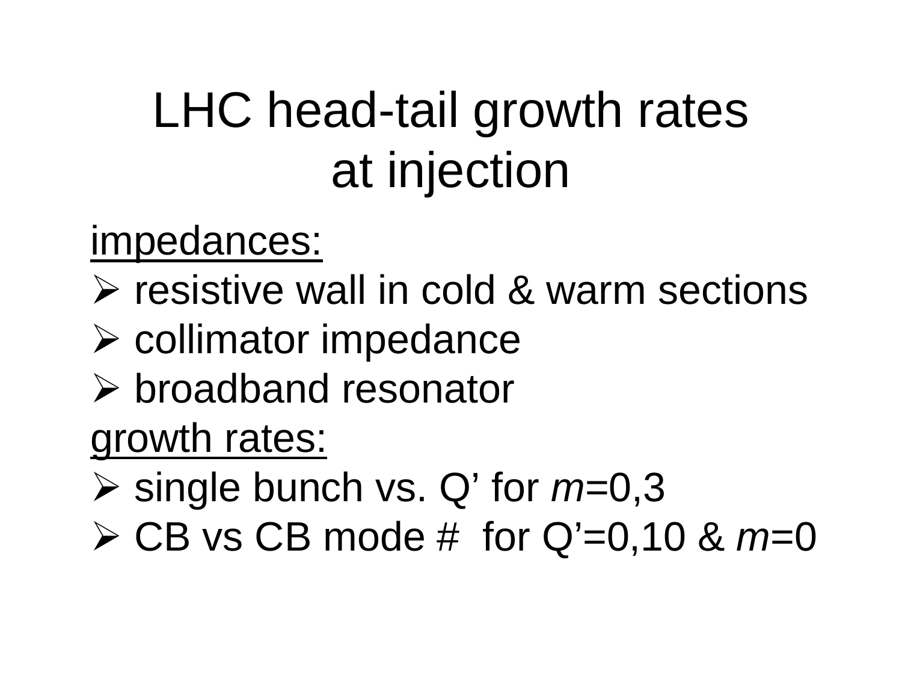# LHC head-tail growth rates at injection

impedances:

- resistive wall in cold & warm sections
- collimator impedance
- broadband resonator

growth rates:

- single bunch vs. Q' for $m$=0,3
- CB vs CB mode # for Q'=0,10 & $m$=0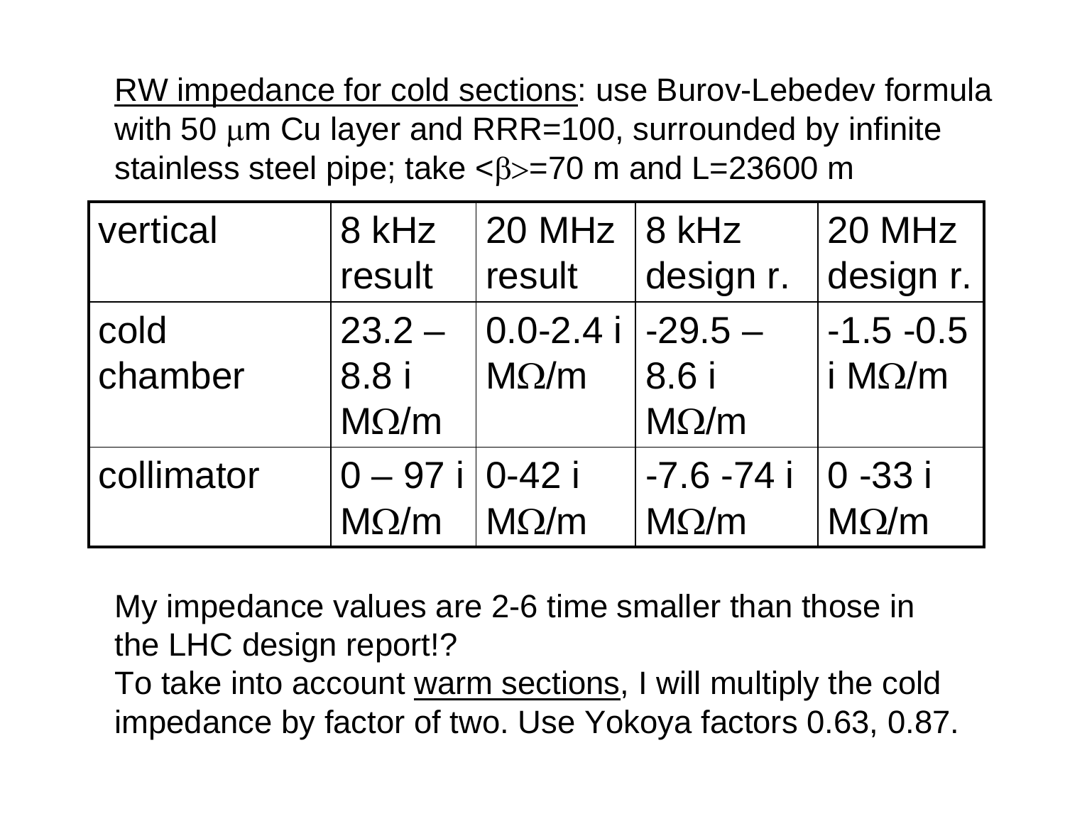<u>RW impedance for cold sections</u>: use Burov-Lebedev formula with 50 μm Cu layer and RRR=100, surrounded by infinite stainless steel pipe; take $<\beta>$=70 m and L=23600 m

| vertical | 8 kHz result | 20 MHz result | 8 kHz design r. | 20 MHz design r. |
|---|---|---|---|---|
| cold chamber | 23.2 – 8.8 i MΩ/m | 0.0-2.4 i MΩ/m | -29.5 – 8.6 i MΩ/m | -1.5 -0.5 i MΩ/m |
| collimator | 0 – 97 i MΩ/m | 0-42 i MΩ/m | -7.6 -74 i MΩ/m | 0 -33 i MΩ/m |

My impedance values are 2-6 time smaller than those in the LHC design report!?
To take into account <u>warm sections</u>, I will multiply the cold impedance by factor of two. Use Yokoya factors 0.63, 0.87.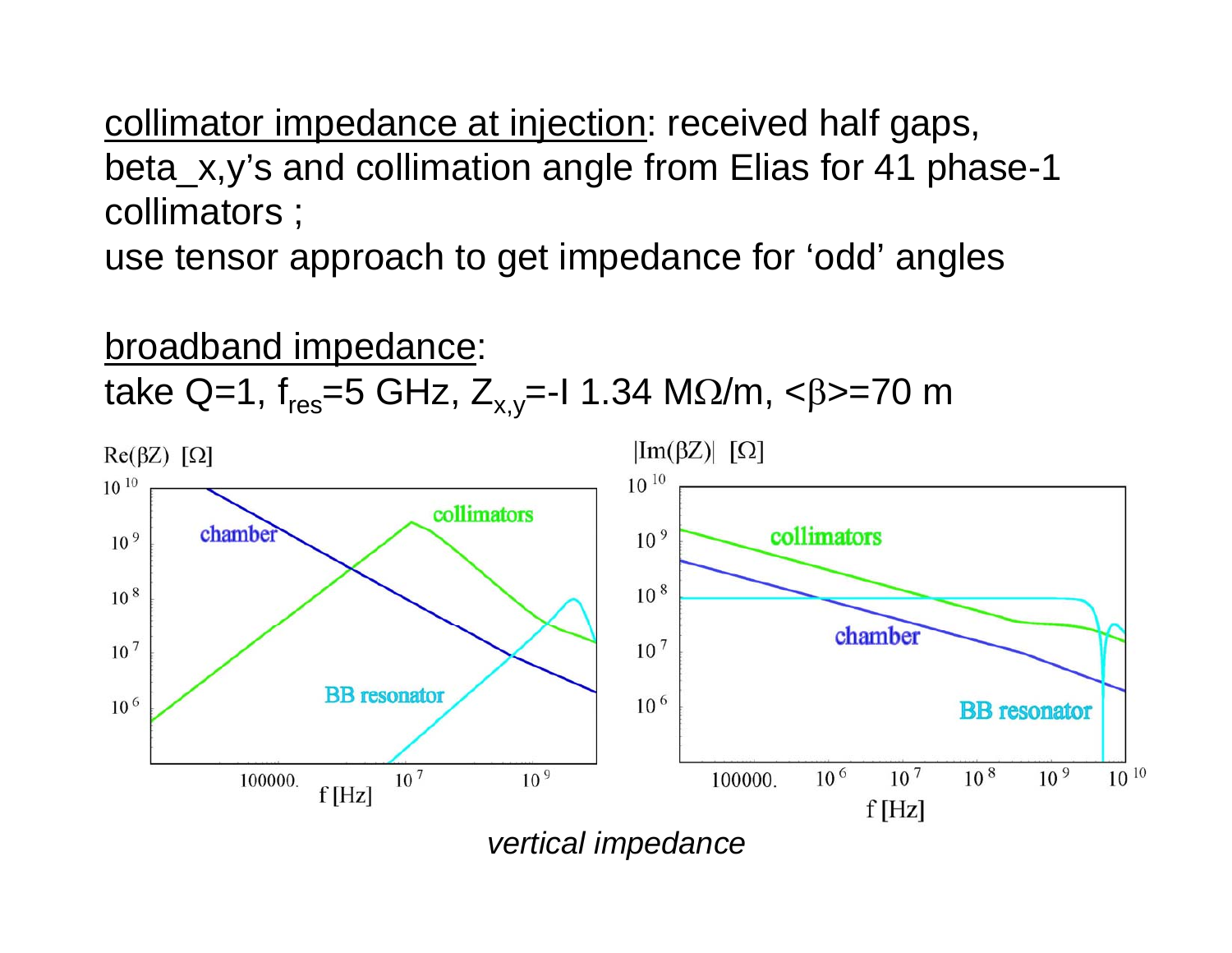<u>collimator impedance at injection</u>: received half gaps, beta_x,y's and collimation angle from Elias for 41 phase-1 collimators ;
use tensor approach to get impedance for 'odd' angles

<u>broadband impedance</u>:
take Q=1, $f_{res}$=5 GHz, $Z_{x,y}$=-I 1.34 M$\Omega$/m, $<\beta>$=70 m

*vertical impedance*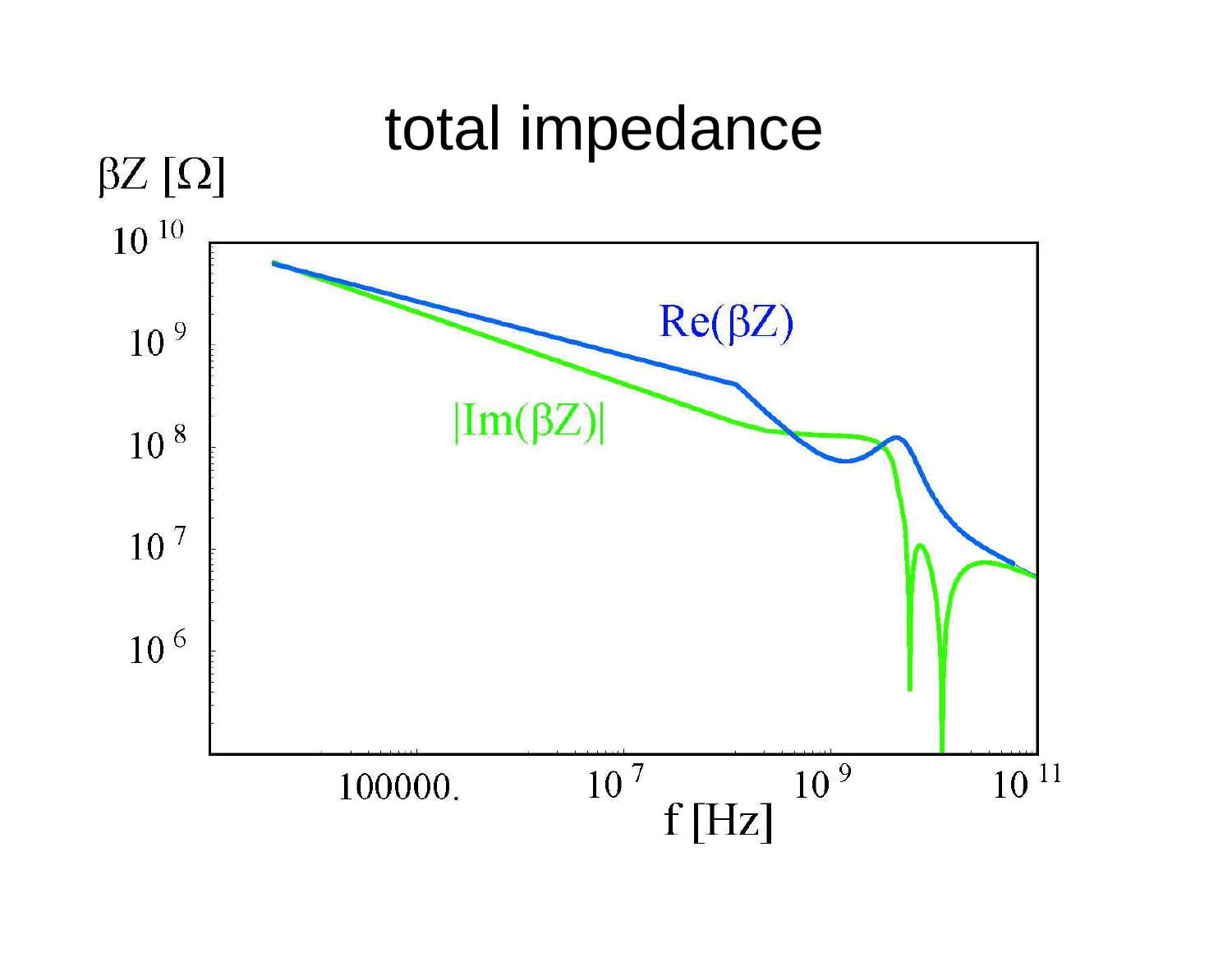# total impedance

$\beta Z$ [$\Omega$]

$10^{10}$

$10^{9}$

$10^{8}$

$10^{7}$

$10^{6}$

Re($\beta Z$)

|Im($\beta Z$)|

100000.

$10^{7}$

$10^{9}$

$10^{11}$

f [Hz]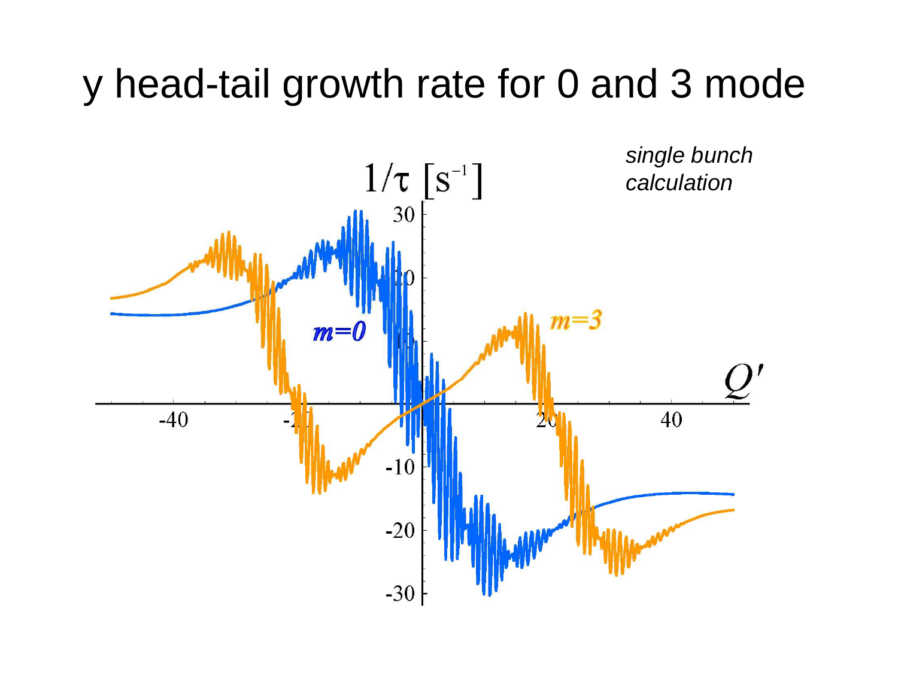# y head-tail growth rate for 0 and 3 mode

*single bunch calculation*

$1/\tau$ [$s^{-1}$]

$m=0$

$m=3$

$Q'$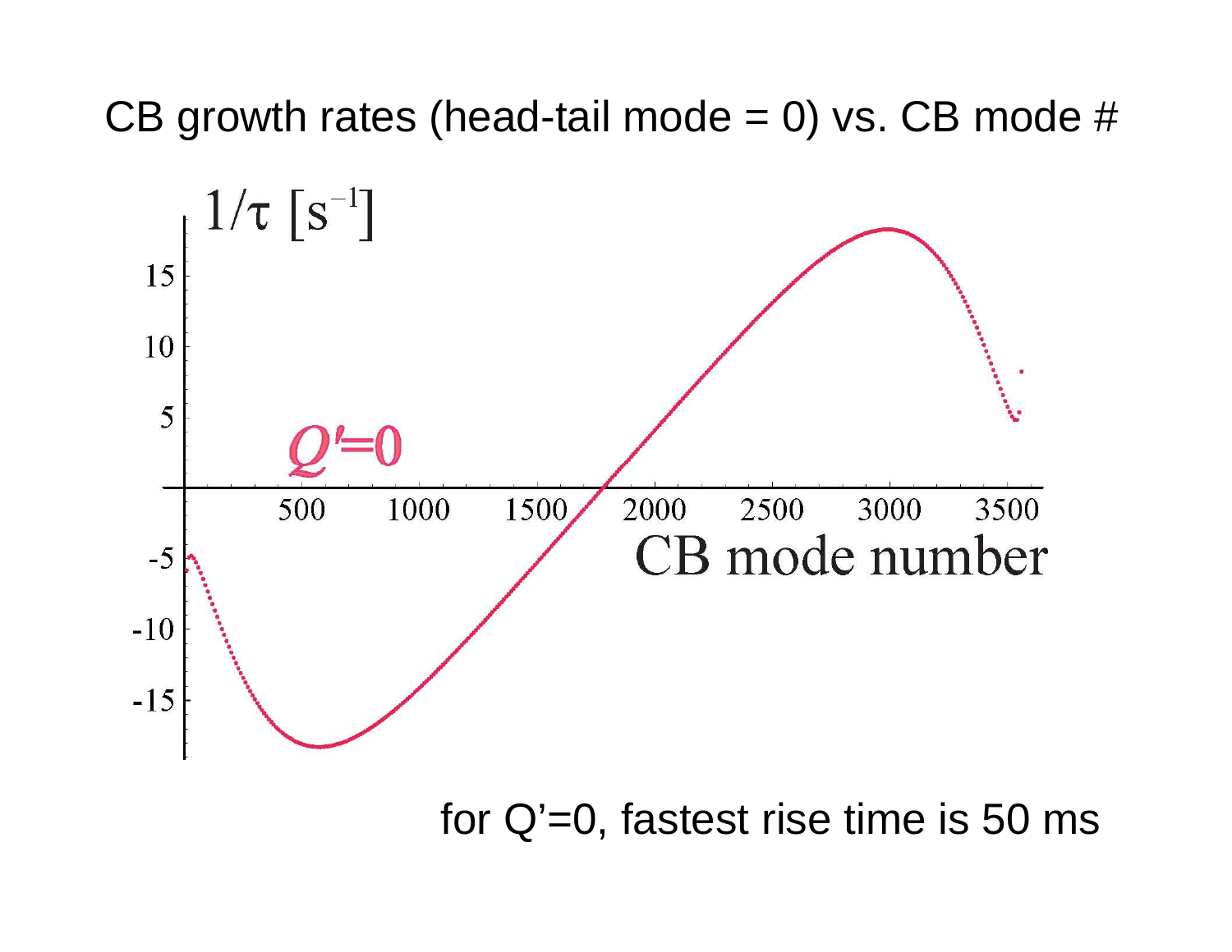# CB growth rates (head-tail mode = 0) vs. CB mode #

$1/\tau\ [s^{-1}]$

$Q'=0$

CB mode number

for Q'=0, fastest rise time is 50 ms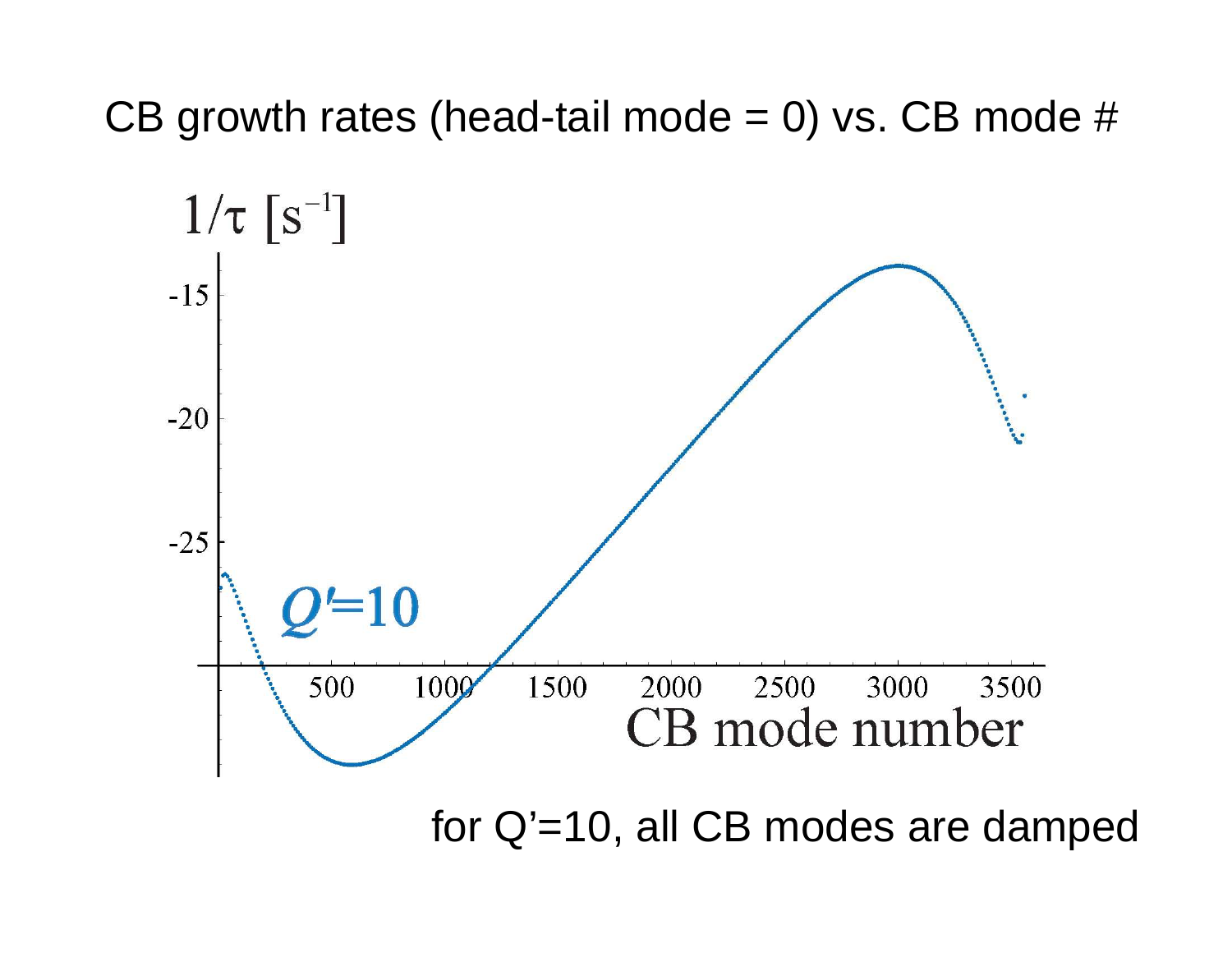CB growth rates (head-tail mode = 0) vs. CB mode #

$1/\tau$ [$s^{-1}$]

-15

-20

-25

$Q'$=10

500

1000

1500

2000

2500

3000

3500

CB mode number

for Q'=10, all CB modes are damped